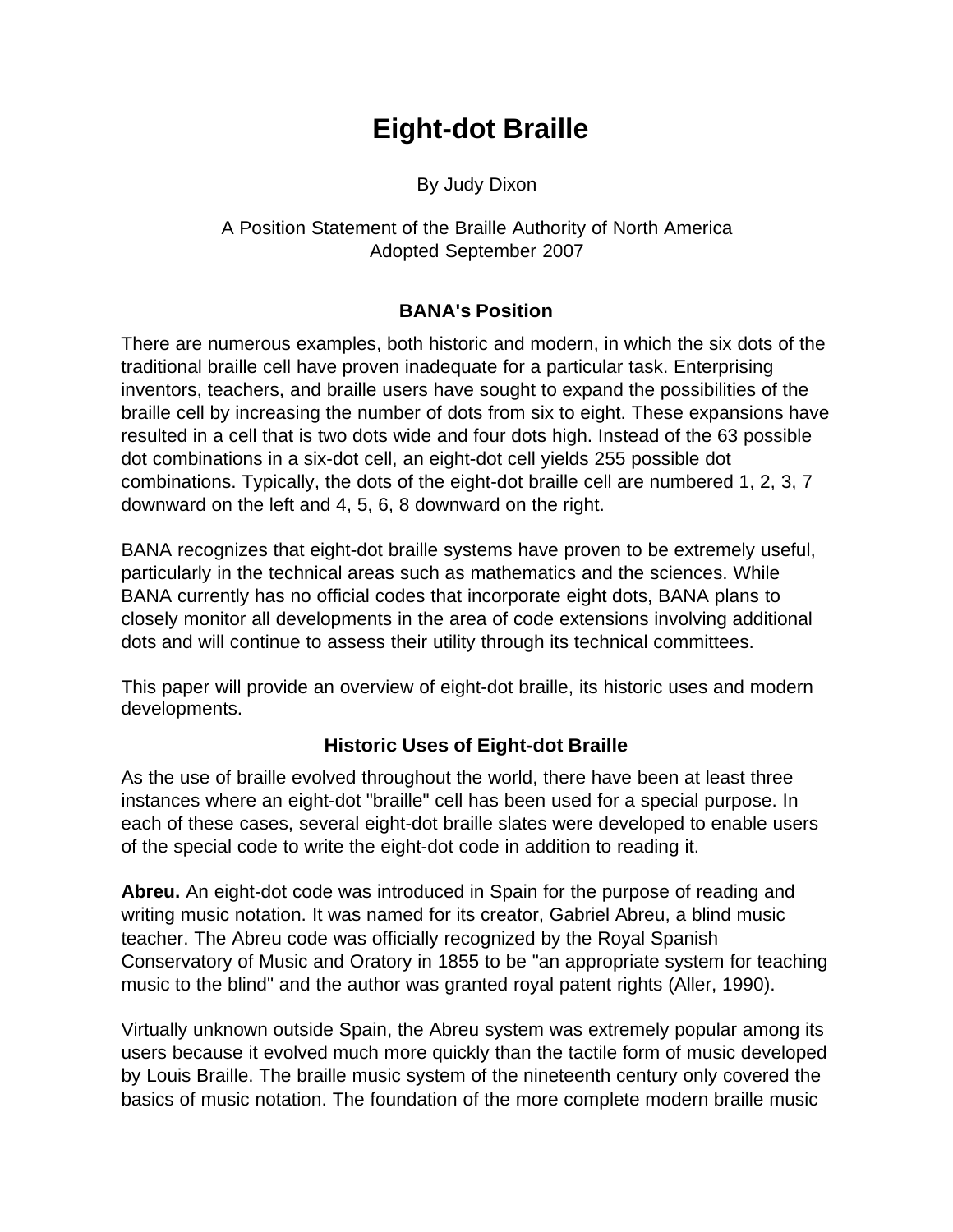# Eight-dot Braille

By Judy Dixon

A Position Statement of the Braille Authority of North America
Adopted September 2007

### BANA's Position

There are numerous examples, both historic and modern, in which the six dots of the traditional braille cell have proven inadequate for a particular task. Enterprising inventors, teachers, and braille users have sought to expand the possibilities of the braille cell by increasing the number of dots from six to eight. These expansions have resulted in a cell that is two dots wide and four dots high. Instead of the 63 possible dot combinations in a six-dot cell, an eight-dot cell yields 255 possible dot combinations. Typically, the dots of the eight-dot braille cell are numbered 1, 2, 3, 7 downward on the left and 4, 5, 6, 8 downward on the right.

BANA recognizes that eight-dot braille systems have proven to be extremely useful, particularly in the technical areas such as mathematics and the sciences. While BANA currently has no official codes that incorporate eight dots, BANA plans to closely monitor all developments in the area of code extensions involving additional dots and will continue to assess their utility through its technical committees.

This paper will provide an overview of eight-dot braille, its historic uses and modern developments.

### Historic Uses of Eight-dot Braille

As the use of braille evolved throughout the world, there have been at least three instances where an eight-dot "braille" cell has been used for a special purpose. In each of these cases, several eight-dot braille slates were developed to enable users of the special code to write the eight-dot code in addition to reading it.

**Abreu.** An eight-dot code was introduced in Spain for the purpose of reading and writing music notation. It was named for its creator, Gabriel Abreu, a blind music teacher. The Abreu code was officially recognized by the Royal Spanish Conservatory of Music and Oratory in 1855 to be "an appropriate system for teaching music to the blind" and the author was granted royal patent rights (Aller, 1990).

Virtually unknown outside Spain, the Abreu system was extremely popular among its users because it evolved much more quickly than the tactile form of music developed by Louis Braille. The braille music system of the nineteenth century only covered the basics of music notation. The foundation of the more complete modern braille music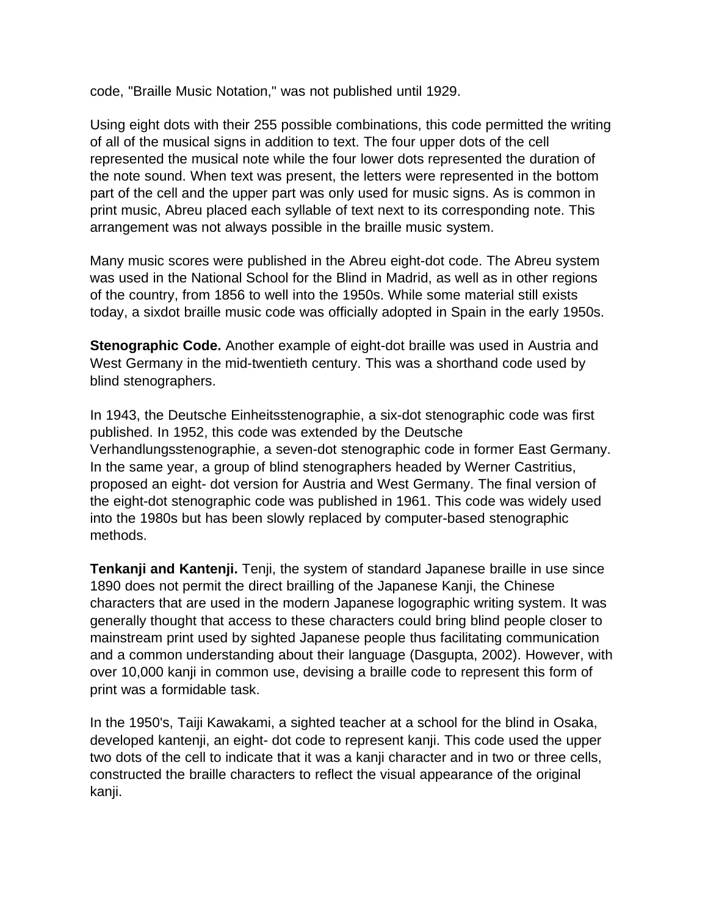code, "Braille Music Notation," was not published until 1929.

Using eight dots with their 255 possible combinations, this code permitted the writing of all of the musical signs in addition to text. The four upper dots of the cell represented the musical note while the four lower dots represented the duration of the note sound. When text was present, the letters were represented in the bottom part of the cell and the upper part was only used for music signs. As is common in print music, Abreu placed each syllable of text next to its corresponding note. This arrangement was not always possible in the braille music system.

Many music scores were published in the Abreu eight-dot code. The Abreu system was used in the National School for the Blind in Madrid, as well as in other regions of the country, from 1856 to well into the 1950s. While some material still exists today, a sixdot braille music code was officially adopted in Spain in the early 1950s.

**Stenographic Code.** Another example of eight-dot braille was used in Austria and West Germany in the mid-twentieth century. This was a shorthand code used by blind stenographers.

In 1943, the Deutsche Einheitsstenographie, a six-dot stenographic code was first published. In 1952, this code was extended by the Deutsche Verhandlungsstenographie, a seven-dot stenographic code in former East Germany. In the same year, a group of blind stenographers headed by Werner Castritius, proposed an eight- dot version for Austria and West Germany. The final version of the eight-dot stenographic code was published in 1961. This code was widely used into the 1980s but has been slowly replaced by computer-based stenographic methods.

**Tenkanji and Kantenji.** Tenji, the system of standard Japanese braille in use since 1890 does not permit the direct brailling of the Japanese Kanji, the Chinese characters that are used in the modern Japanese logographic writing system. It was generally thought that access to these characters could bring blind people closer to mainstream print used by sighted Japanese people thus facilitating communication and a common understanding about their language (Dasgupta, 2002). However, with over 10,000 kanji in common use, devising a braille code to represent this form of print was a formidable task.

In the 1950's, Taiji Kawakami, a sighted teacher at a school for the blind in Osaka, developed kantenji, an eight- dot code to represent kanji. This code used the upper two dots of the cell to indicate that it was a kanji character and in two or three cells, constructed the braille characters to reflect the visual appearance of the original kanji.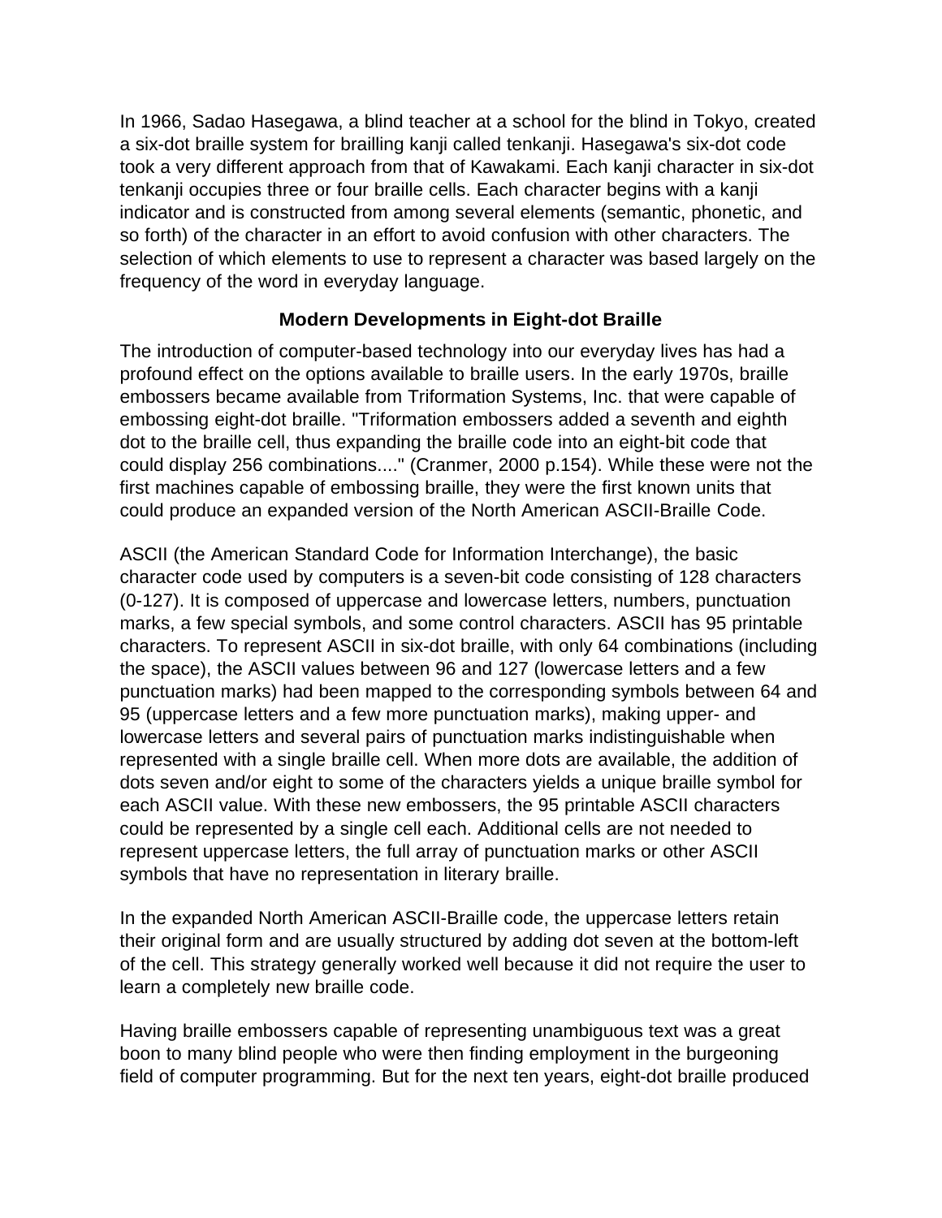In 1966, Sadao Hasegawa, a blind teacher at a school for the blind in Tokyo, created a six-dot braille system for brailling kanji called tenkanji. Hasegawa's six-dot code took a very different approach from that of Kawakami. Each kanji character in six-dot tenkanji occupies three or four braille cells. Each character begins with a kanji indicator and is constructed from among several elements (semantic, phonetic, and so forth) of the character in an effort to avoid confusion with other characters. The selection of which elements to use to represent a character was based largely on the frequency of the word in everyday language.

## Modern Developments in Eight-dot Braille

The introduction of computer-based technology into our everyday lives has had a profound effect on the options available to braille users. In the early 1970s, braille embossers became available from Triformation Systems, Inc. that were capable of embossing eight-dot braille. "Triformation embossers added a seventh and eighth dot to the braille cell, thus expanding the braille code into an eight-bit code that could display 256 combinations...." (Cranmer, 2000 p.154). While these were not the first machines capable of embossing braille, they were the first known units that could produce an expanded version of the North American ASCII-Braille Code.

ASCII (the American Standard Code for Information Interchange), the basic character code used by computers is a seven-bit code consisting of 128 characters (0-127). It is composed of uppercase and lowercase letters, numbers, punctuation marks, a few special symbols, and some control characters. ASCII has 95 printable characters. To represent ASCII in six-dot braille, with only 64 combinations (including the space), the ASCII values between 96 and 127 (lowercase letters and a few punctuation marks) had been mapped to the corresponding symbols between 64 and 95 (uppercase letters and a few more punctuation marks), making upper- and lowercase letters and several pairs of punctuation marks indistinguishable when represented with a single braille cell. When more dots are available, the addition of dots seven and/or eight to some of the characters yields a unique braille symbol for each ASCII value. With these new embossers, the 95 printable ASCII characters could be represented by a single cell each. Additional cells are not needed to represent uppercase letters, the full array of punctuation marks or other ASCII symbols that have no representation in literary braille.

In the expanded North American ASCII-Braille code, the uppercase letters retain their original form and are usually structured by adding dot seven at the bottom-left of the cell. This strategy generally worked well because it did not require the user to learn a completely new braille code.

Having braille embossers capable of representing unambiguous text was a great boon to many blind people who were then finding employment in the burgeoning field of computer programming. But for the next ten years, eight-dot braille produced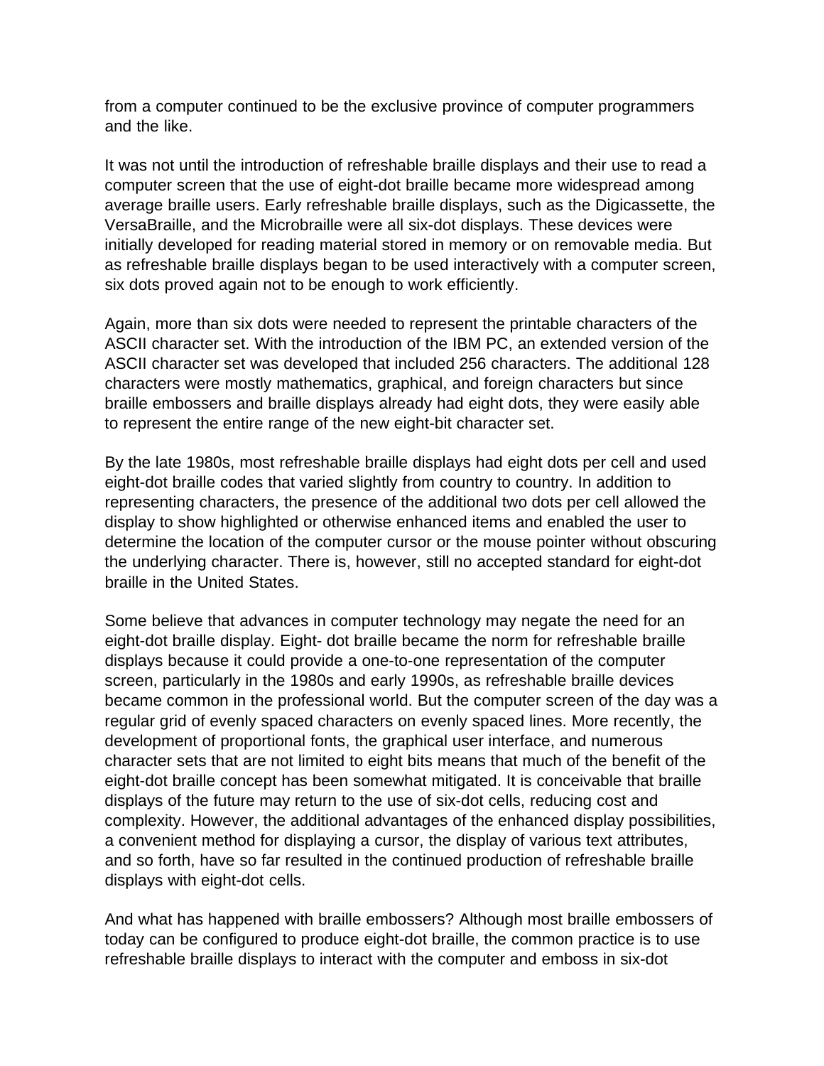from a computer continued to be the exclusive province of computer programmers and the like.

It was not until the introduction of refreshable braille displays and their use to read a computer screen that the use of eight-dot braille became more widespread among average braille users. Early refreshable braille displays, such as the Digicassette, the VersaBraille, and the Microbraille were all six-dot displays. These devices were initially developed for reading material stored in memory or on removable media. But as refreshable braille displays began to be used interactively with a computer screen, six dots proved again not to be enough to work efficiently.

Again, more than six dots were needed to represent the printable characters of the ASCII character set. With the introduction of the IBM PC, an extended version of the ASCII character set was developed that included 256 characters. The additional 128 characters were mostly mathematics, graphical, and foreign characters but since braille embossers and braille displays already had eight dots, they were easily able to represent the entire range of the new eight-bit character set.

By the late 1980s, most refreshable braille displays had eight dots per cell and used eight-dot braille codes that varied slightly from country to country. In addition to representing characters, the presence of the additional two dots per cell allowed the display to show highlighted or otherwise enhanced items and enabled the user to determine the location of the computer cursor or the mouse pointer without obscuring the underlying character. There is, however, still no accepted standard for eight-dot braille in the United States.

Some believe that advances in computer technology may negate the need for an eight-dot braille display. Eight- dot braille became the norm for refreshable braille displays because it could provide a one-to-one representation of the computer screen, particularly in the 1980s and early 1990s, as refreshable braille devices became common in the professional world. But the computer screen of the day was a regular grid of evenly spaced characters on evenly spaced lines. More recently, the development of proportional fonts, the graphical user interface, and numerous character sets that are not limited to eight bits means that much of the benefit of the eight-dot braille concept has been somewhat mitigated. It is conceivable that braille displays of the future may return to the use of six-dot cells, reducing cost and complexity. However, the additional advantages of the enhanced display possibilities, a convenient method for displaying a cursor, the display of various text attributes, and so forth, have so far resulted in the continued production of refreshable braille displays with eight-dot cells.

And what has happened with braille embossers? Although most braille embossers of today can be configured to produce eight-dot braille, the common practice is to use refreshable braille displays to interact with the computer and emboss in six-dot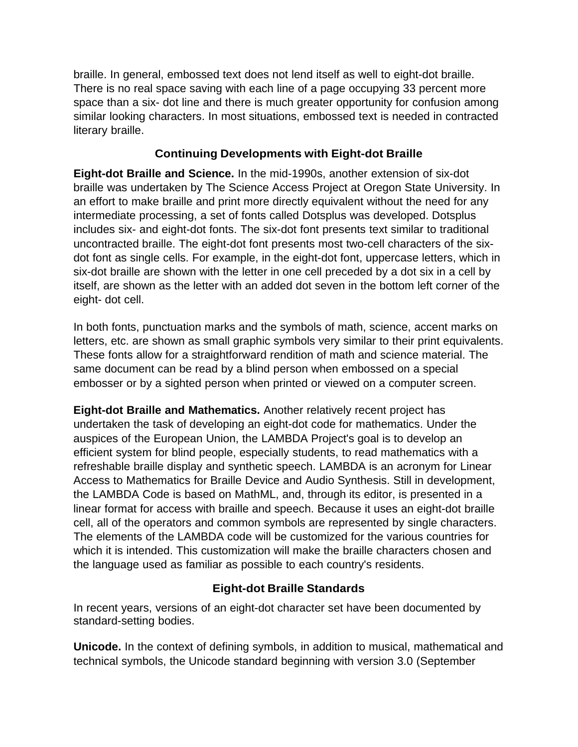braille. In general, embossed text does not lend itself as well to eight-dot braille. There is no real space saving with each line of a page occupying 33 percent more space than a six- dot line and there is much greater opportunity for confusion among similar looking characters. In most situations, embossed text is needed in contracted literary braille.

## Continuing Developments with Eight-dot Braille

**Eight-dot Braille and Science.** In the mid-1990s, another extension of six-dot braille was undertaken by The Science Access Project at Oregon State University. In an effort to make braille and print more directly equivalent without the need for any intermediate processing, a set of fonts called Dotsplus was developed. Dotsplus includes six- and eight-dot fonts. The six-dot font presents text similar to traditional uncontracted braille. The eight-dot font presents most two-cell characters of the six-dot font as single cells. For example, in the eight-dot font, uppercase letters, which in six-dot braille are shown with the letter in one cell preceded by a dot six in a cell by itself, are shown as the letter with an added dot seven in the bottom left corner of the eight- dot cell.

In both fonts, punctuation marks and the symbols of math, science, accent marks on letters, etc. are shown as small graphic symbols very similar to their print equivalents. These fonts allow for a straightforward rendition of math and science material. The same document can be read by a blind person when embossed on a special embosser or by a sighted person when printed or viewed on a computer screen.

**Eight-dot Braille and Mathematics.** Another relatively recent project has undertaken the task of developing an eight-dot code for mathematics. Under the auspices of the European Union, the LAMBDA Project's goal is to develop an efficient system for blind people, especially students, to read mathematics with a refreshable braille display and synthetic speech. LAMBDA is an acronym for Linear Access to Mathematics for Braille Device and Audio Synthesis. Still in development, the LAMBDA Code is based on MathML, and, through its editor, is presented in a linear format for access with braille and speech. Because it uses an eight-dot braille cell, all of the operators and common symbols are represented by single characters. The elements of the LAMBDA code will be customized for the various countries for which it is intended. This customization will make the braille characters chosen and the language used as familiar as possible to each country's residents.

## Eight-dot Braille Standards

In recent years, versions of an eight-dot character set have been documented by standard-setting bodies.

**Unicode.** In the context of defining symbols, in addition to musical, mathematical and technical symbols, the Unicode standard beginning with version 3.0 (September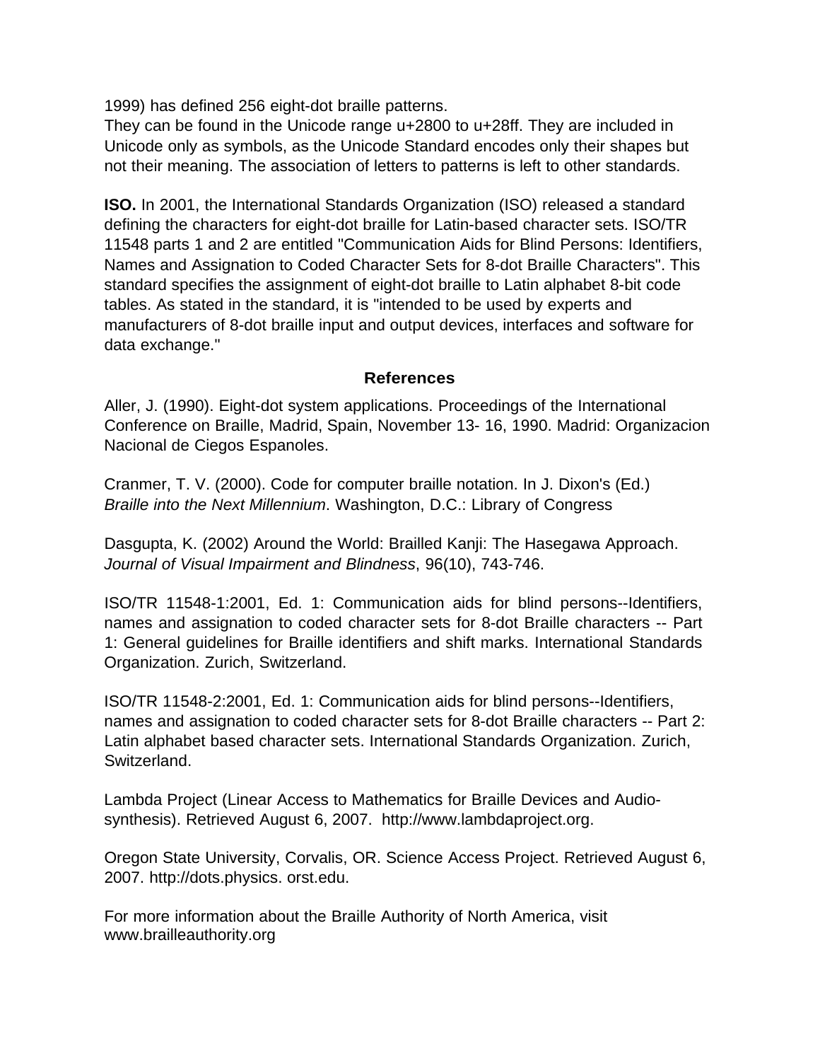1999) has defined 256 eight-dot braille patterns.
They can be found in the Unicode range u+2800 to u+28ff. They are included in Unicode only as symbols, as the Unicode Standard encodes only their shapes but not their meaning. The association of letters to patterns is left to other standards.

**ISO.** In 2001, the International Standards Organization (ISO) released a standard defining the characters for eight-dot braille for Latin-based character sets. ISO/TR 11548 parts 1 and 2 are entitled "Communication Aids for Blind Persons: Identifiers, Names and Assignation to Coded Character Sets for 8-dot Braille Characters". This standard specifies the assignment of eight-dot braille to Latin alphabet 8-bit code tables. As stated in the standard, it is "intended to be used by experts and manufacturers of 8-dot braille input and output devices, interfaces and software for data exchange."

## References

Aller, J. (1990). Eight-dot system applications. Proceedings of the International Conference on Braille, Madrid, Spain, November 13- 16, 1990. Madrid: Organizacion Nacional de Ciegos Espanoles.

Cranmer, T. V. (2000). Code for computer braille notation. In J. Dixon's (Ed.) *Braille into the Next Millennium*. Washington, D.C.: Library of Congress

Dasgupta, K. (2002) Around the World: Brailled Kanji: The Hasegawa Approach. *Journal of Visual Impairment and Blindness*, 96(10), 743-746.

ISO/TR 11548-1:2001, Ed. 1: Communication aids for blind persons--Identifiers, names and assignation to coded character sets for 8-dot Braille characters -- Part 1: General guidelines for Braille identifiers and shift marks. International Standards Organization. Zurich, Switzerland.

ISO/TR 11548-2:2001, Ed. 1: Communication aids for blind persons--Identifiers, names and assignation to coded character sets for 8-dot Braille characters -- Part 2: Latin alphabet based character sets. International Standards Organization. Zurich, Switzerland.

Lambda Project (Linear Access to Mathematics for Braille Devices and Audio-synthesis). Retrieved August 6, 2007. http://www.lambdaproject.org.

Oregon State University, Corvalis, OR. Science Access Project. Retrieved August 6, 2007. http://dots.physics. orst.edu.

For more information about the Braille Authority of North America, visit www.brailleauthority.org